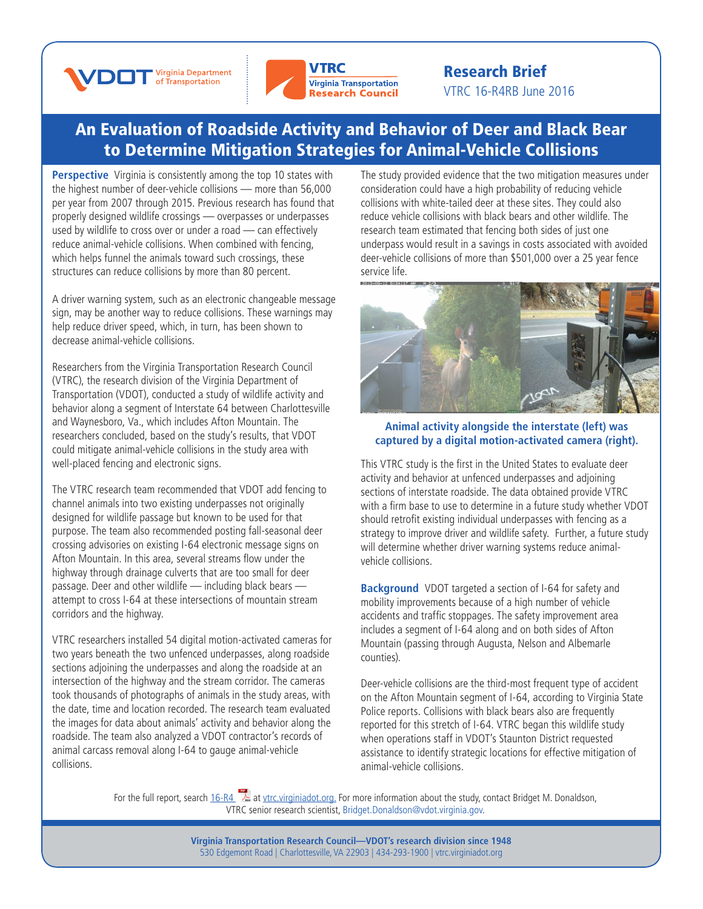VDOT Virginia Department of Transportation

VTRC Virginia Transportation Research Council

**Research Brief**
VTRC 16-R4RB June 2016

# An Evaluation of Roadside Activity and Behavior of Deer and Black Bear to Determine Mitigation Strategies for Animal-Vehicle Collisions

**Perspective** Virginia is consistently among the top 10 states with the highest number of deer-vehicle collisions — more than 56,000 per year from 2007 through 2015. Previous research has found that properly designed wildlife crossings — overpasses or underpasses used by wildlife to cross over or under a road — can effectively reduce animal-vehicle collisions. When combined with fencing, which helps funnel the animals toward such crossings, these structures can reduce collisions by more than 80 percent.

A driver warning system, such as an electronic changeable message sign, may be another way to reduce collisions. These warnings may help reduce driver speed, which, in turn, has been shown to decrease animal-vehicle collisions.

Researchers from the Virginia Transportation Research Council (VTRC), the research division of the Virginia Department of Transportation (VDOT), conducted a study of wildlife activity and behavior along a segment of Interstate 64 between Charlottesville and Waynesboro, Va., which includes Afton Mountain. The researchers concluded, based on the study's results, that VDOT could mitigate animal-vehicle collisions in the study area with well-placed fencing and electronic signs.

The VTRC research team recommended that VDOT add fencing to channel animals into two existing underpasses not originally designed for wildlife passage but known to be used for that purpose. The team also recommended posting fall-seasonal deer crossing advisories on existing I-64 electronic message signs on Afton Mountain. In this area, several streams flow under the highway through drainage culverts that are too small for deer passage. Deer and other wildlife — including black bears — attempt to cross I-64 at these intersections of mountain stream corridors and the highway.

VTRC researchers installed 54 digital motion-activated cameras for two years beneath the two unfenced underpasses, along roadside sections adjoining the underpasses and along the roadside at an intersection of the highway and the stream corridor. The cameras took thousands of photographs of animals in the study areas, with the date, time and location recorded. The research team evaluated the images for data about animals' activity and behavior along the roadside. The team also analyzed a VDOT contractor's records of animal carcass removal along I-64 to gauge animal-vehicle collisions.

The study provided evidence that the two mitigation measures under consideration could have a high probability of reducing vehicle collisions with white-tailed deer at these sites. They could also reduce vehicle collisions with black bears and other wildlife. The research team estimated that fencing both sides of just one underpass would result in a savings in costs associated with avoided deer-vehicle collisions of more than $501,000 over a 25 year fence service life.

**Animal activity alongside the interstate (left) was captured by a digital motion-activated camera (right).**

This VTRC study is the first in the United States to evaluate deer activity and behavior at unfenced underpasses and adjoining sections of interstate roadside. The data obtained provide VTRC with a firm base to use to determine in a future study whether VDOT should retrofit existing individual underpasses with fencing as a strategy to improve driver and wildlife safety. Further, a future study will determine whether driver warning systems reduce animal-vehicle collisions.

**Background** VDOT targeted a section of I-64 for safety and mobility improvements because of a high number of vehicle accidents and traffic stoppages. The safety improvement area includes a segment of I-64 along and on both sides of Afton Mountain (passing through Augusta, Nelson and Albemarle counties).

Deer-vehicle collisions are the third-most frequent type of accident on the Afton Mountain segment of I-64, according to Virginia State Police reports. Collisions with black bears also are frequently reported for this stretch of I-64. VTRC began this wildlife study when operations staff in VDOT's Staunton District requested assistance to identify strategic locations for effective mitigation of animal-vehicle collisions.

For the full report, search 16-R4 at vtrc.virginiadot.org. For more information about the study, contact Bridget M. Donaldson, VTRC senior research scientist, Bridget.Donaldson@vdot.virginia.gov.

**Virginia Transportation Research Council—VDOT's research division since 1948**
530 Edgemont Road | Charlottesville, VA 22903 | 434-293-1900 | vtrc.virginiadot.org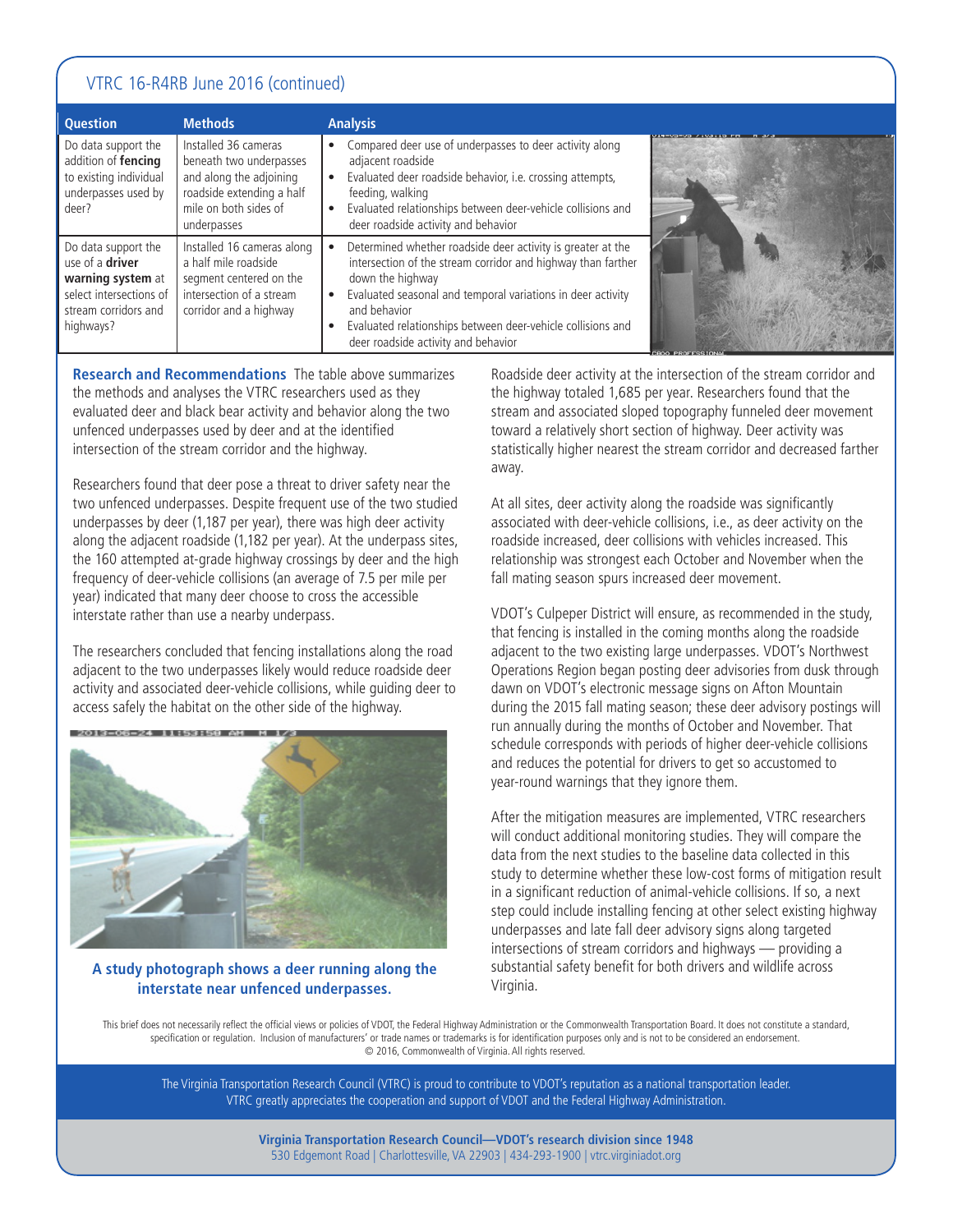## VTRC 16-R4RB June 2016 (continued)

| Question | Methods | Analysis |
|---|---|---|
| Do data support the addition of **fencing** to existing individual underpasses used by deer? | Installed 36 cameras beneath two underpasses and along the adjoining roadside extending a half mile on both sides of underpasses | • Compared deer use of underpasses to deer activity along adjacent roadside<br>• Evaluated deer roadside behavior, i.e. crossing attempts, feeding, walking<br>• Evaluated relationships between deer-vehicle collisions and deer roadside activity and behavior |
| Do data support the use of a **driver warning system** at select intersections of stream corridors and highways? | Installed 16 cameras along a half mile roadside segment centered on the intersection of a stream corridor and a highway | • Determined whether roadside deer activity is greater at the intersection of the stream corridor and highway than farther down the highway<br>• Evaluated seasonal and temporal variations in deer activity and behavior<br>• Evaluated relationships between deer-vehicle collisions and deer roadside activity and behavior |

**Research and Recommendations** The table above summarizes the methods and analyses the VTRC researchers used as they evaluated deer and black bear activity and behavior along the two unfenced underpasses used by deer and at the identified intersection of the stream corridor and the highway.

Researchers found that deer pose a threat to driver safety near the two unfenced underpasses. Despite frequent use of the two studied underpasses by deer (1,187 per year), there was high deer activity along the adjacent roadside (1,182 per year). At the underpass sites, the 160 attempted at-grade highway crossings by deer and the high frequency of deer-vehicle collisions (an average of 7.5 per mile per year) indicated that many deer choose to cross the accessible interstate rather than use a nearby underpass.

The researchers concluded that fencing installations along the road adjacent to the two underpasses likely would reduce roadside deer activity and associated deer-vehicle collisions, while guiding deer to access safely the habitat on the other side of the highway.

**A study photograph shows a deer running along the interstate near unfenced underpasses.**

Roadside deer activity at the intersection of the stream corridor and the highway totaled 1,685 per year. Researchers found that the stream and associated sloped topography funneled deer movement toward a relatively short section of highway. Deer activity was statistically higher nearest the stream corridor and decreased farther away.

At all sites, deer activity along the roadside was significantly associated with deer-vehicle collisions, i.e., as deer activity on the roadside increased, deer collisions with vehicles increased. This relationship was strongest each October and November when the fall mating season spurs increased deer movement.

VDOT's Culpeper District will ensure, as recommended in the study, that fencing is installed in the coming months along the roadside adjacent to the two existing large underpasses. VDOT's Northwest Operations Region began posting deer advisories from dusk through dawn on VDOT's electronic message signs on Afton Mountain during the 2015 fall mating season; these deer advisory postings will run annually during the months of October and November. That schedule corresponds with periods of higher deer-vehicle collisions and reduces the potential for drivers to get so accustomed to year-round warnings that they ignore them.

After the mitigation measures are implemented, VTRC researchers will conduct additional monitoring studies. They will compare the data from the next studies to the baseline data collected in this study to determine whether these low-cost forms of mitigation result in a significant reduction of animal-vehicle collisions. If so, a next step could include installing fencing at other select existing highway underpasses and late fall deer advisory signs along targeted intersections of stream corridors and highways — providing a substantial safety benefit for both drivers and wildlife across Virginia.

This brief does not necessarily reflect the official views or policies of VDOT, the Federal Highway Administration or the Commonwealth Transportation Board. It does not constitute a standard, specification or regulation. Inclusion of manufacturers' or trade names or trademarks is for identification purposes only and is not to be considered an endorsement.
© 2016, Commonwealth of Virginia. All rights reserved.

The Virginia Transportation Research Council (VTRC) is proud to contribute to VDOT's reputation as a national transportation leader. VTRC greatly appreciates the cooperation and support of VDOT and the Federal Highway Administration.

**Virginia Transportation Research Council—VDOT's research division since 1948**
530 Edgemont Road | Charlottesville, VA 22903 | 434-293-1900 | vtrc.virginiadot.org